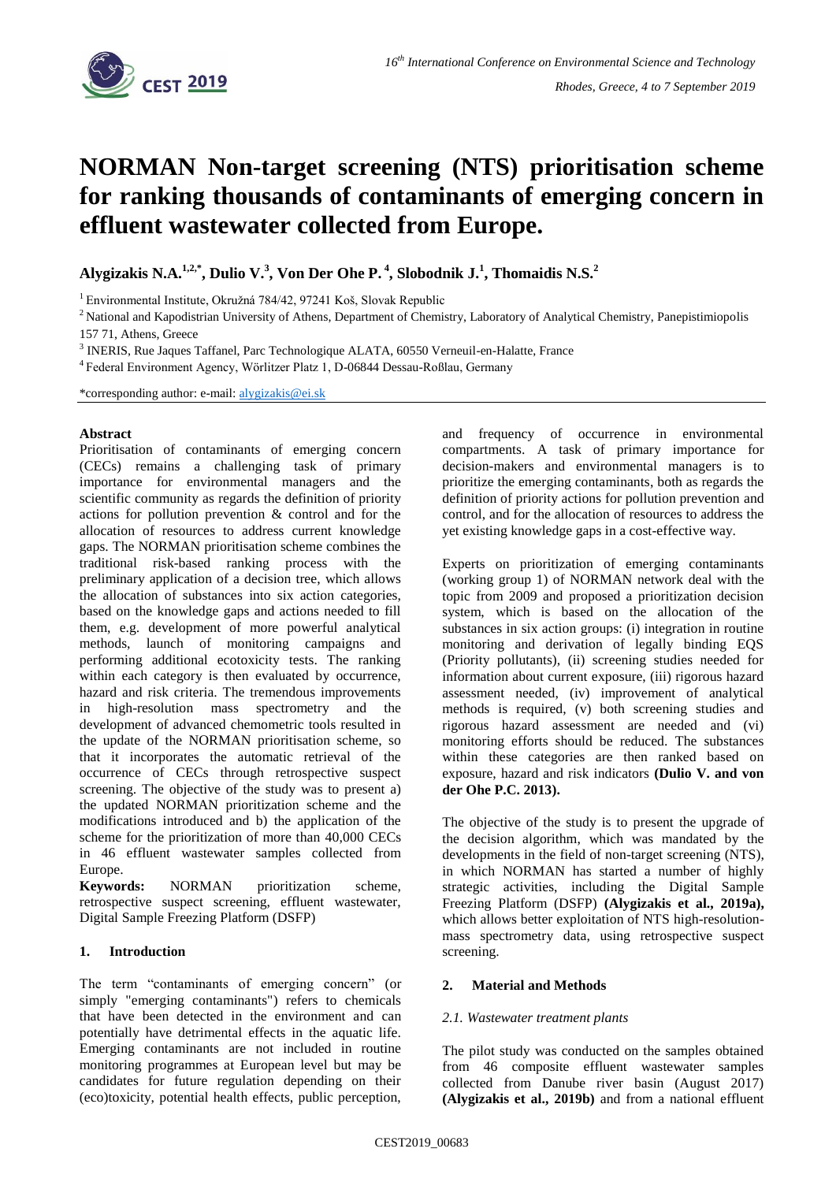# NORMAN Non-target screening (NTS) prioritisation scheme for ranking thousands of contaminants of emerging concern in effluent wastewater collected from Europe.

**Alygizakis N.A.[1,2,*], Dulio V.[3], Von Der Ohe P.[4], Slobodnik J.[1], Thomaidis N.S.[2]**

[1] Environmental Institute, Okružná 784/42, 97241 Koš, Slovak Republic

[2] National and Kapodistrian University of Athens, Department of Chemistry, Laboratory of Analytical Chemistry, Panepistimiopolis 157 71, Athens, Greece

[3] INERIS, Rue Jaques Taffanel, Parc Technologique ALATA, 60550 Verneuil-en-Halatte, France

[4] Federal Environment Agency, Wörlitzer Platz 1, D-06844 Dessau-Roßlau, Germany

*corresponding author: e-mail: alygizakis@ei.sk

**Abstract**

Prioritisation of contaminants of emerging concern (CECs) remains a challenging task of primary importance for environmental managers and the scientific community as regards the definition of priority actions for pollution prevention & control and for the allocation of resources to address current knowledge gaps. The NORMAN prioritisation scheme combines the traditional risk-based ranking process with the preliminary application of a decision tree, which allows the allocation of substances into six action categories, based on the knowledge gaps and actions needed to fill them, e.g. development of more powerful analytical methods, launch of monitoring campaigns and performing additional ecotoxicity tests. The ranking within each category is then evaluated by occurrence, hazard and risk criteria. The tremendous improvements in high-resolution mass spectrometry and the development of advanced chemometric tools resulted in the update of the NORMAN prioritisation scheme, so that it incorporates the automatic retrieval of the occurrence of CECs through retrospective suspect screening. The objective of the study was to present a) the updated NORMAN prioritization scheme and the modifications introduced and b) the application of the scheme for the prioritization of more than 40,000 CECs in 46 effluent wastewater samples collected from Europe.

**Keywords:** NORMAN prioritization scheme, retrospective suspect screening, effluent wastewater, Digital Sample Freezing Platform (DSFP)

## 1. Introduction

The term "contaminants of emerging concern" (or simply "emerging contaminants") refers to chemicals that have been detected in the environment and can potentially have detrimental effects in the aquatic life. Emerging contaminants are not included in routine monitoring programmes at European level but may be candidates for future regulation depending on their (eco)toxicity, potential health effects, public perception, and frequency of occurrence in environmental compartments. A task of primary importance for decision-makers and environmental managers is to prioritize the emerging contaminants, both as regards the definition of priority actions for pollution prevention and control, and for the allocation of resources to address the yet existing knowledge gaps in a cost-effective way.

Experts on prioritization of emerging contaminants (working group 1) of NORMAN network deal with the topic from 2009 and proposed a prioritization decision system, which is based on the allocation of the substances in six action groups: (i) integration in routine monitoring and derivation of legally binding EQS (Priority pollutants), (ii) screening studies needed for information about current exposure, (iii) rigorous hazard assessment needed, (iv) improvement of analytical methods is required, (v) both screening studies and rigorous hazard assessment are needed and (vi) monitoring efforts should be reduced. The substances within these categories are then ranked based on exposure, hazard and risk indicators **(Dulio V. and von der Ohe P.C. 2013).**

The objective of the study is to present the upgrade of the decision algorithm, which was mandated by the developments in the field of non-target screening (NTS), in which NORMAN has started a number of highly strategic activities, including the Digital Sample Freezing Platform (DSFP) **(Alygizakis et al., 2019a),** which allows better exploitation of NTS high-resolution-mass spectrometry data, using retrospective suspect screening.

## 2. Material and Methods

### *2.1. Wastewater treatment plants*

The pilot study was conducted on the samples obtained from 46 composite effluent wastewater samples collected from Danube river basin (August 2017) **(Alygizakis et al., 2019b)** and from a national effluent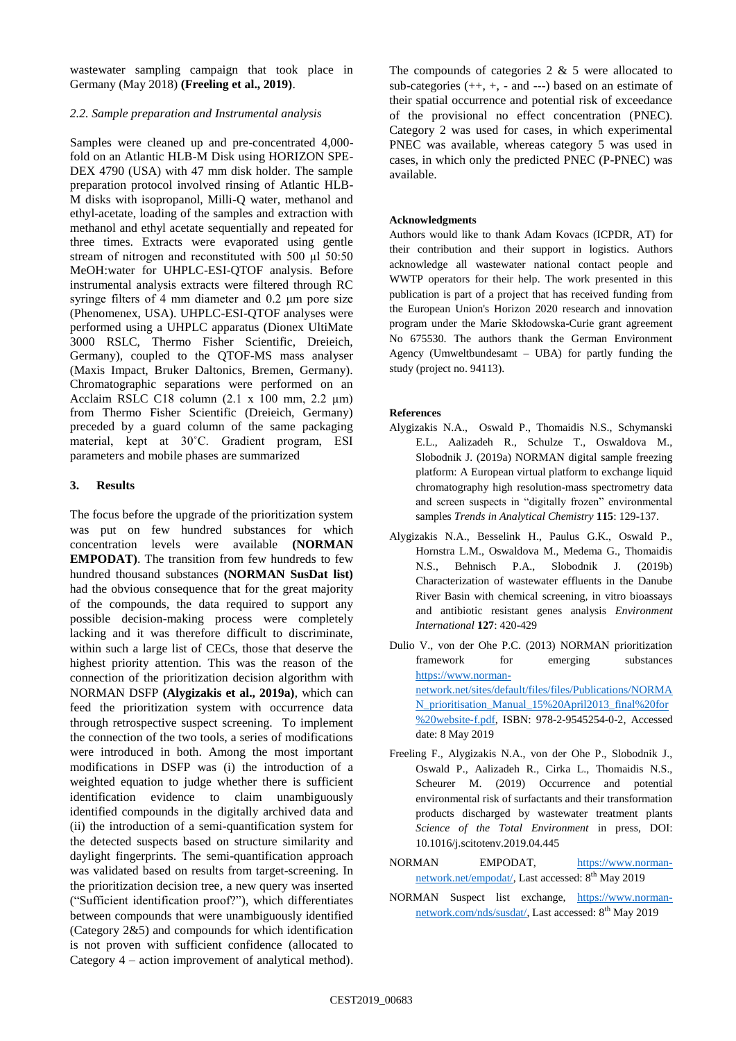wastewater sampling campaign that took place in Germany (May 2018) **(Freeling et al., 2019)**.

### *2.2. Sample preparation and Instrumental analysis*

Samples were cleaned up and pre-concentrated 4,000-fold on an Atlantic HLB-M Disk using HORIZON SPE-DEX 4790 (USA) with 47 mm disk holder. The sample preparation protocol involved rinsing of Atlantic HLB-M disks with isopropanol, Milli-Q water, methanol and ethyl-acetate, loading of the samples and extraction with methanol and ethyl acetate sequentially and repeated for three times. Extracts were evaporated using gentle stream of nitrogen and reconstituted with 500 µl 50:50 MeOH:water for UHPLC-ESI-QTOF analysis. Before instrumental analysis extracts were filtered through RC syringe filters of 4 mm diameter and 0.2 µm pore size (Phenomenex, USA). UHPLC-ESI-QTOF analyses were performed using a UHPLC apparatus (Dionex UltiMate 3000 RSLC, Thermo Fisher Scientific, Dreieich, Germany), coupled to the QTOF-MS mass analyser (Maxis Impact, Bruker Daltonics, Bremen, Germany). Chromatographic separations were performed on an Acclaim RSLC C18 column (2.1 x 100 mm, 2.2 µm) from Thermo Fisher Scientific (Dreieich, Germany) preceded by a guard column of the same packaging material, kept at 30˚C. Gradient program, ESI parameters and mobile phases are summarized

## 3. Results

The focus before the upgrade of the prioritization system was put on few hundred substances for which concentration levels were available **(NORMAN EMPODAT)**. The transition from few hundreds to few hundred thousand substances **(NORMAN SusDat list)** had the obvious consequence that for the great majority of the compounds, the data required to support any possible decision-making process were completely lacking and it was therefore difficult to discriminate, within such a large list of CECs, those that deserve the highest priority attention. This was the reason of the connection of the prioritization decision algorithm with NORMAN DSFP **(Alygizakis et al., 2019a)**, which can feed the prioritization system with occurrence data through retrospective suspect screening. To implement the connection of the two tools, a series of modifications were introduced in both. Among the most important modifications in DSFP was (i) the introduction of a weighted equation to judge whether there is sufficient identification evidence to claim unambiguously identified compounds in the digitally archived data and (ii) the introduction of a semi-quantification system for the detected suspects based on structure similarity and daylight fingerprints. The semi-quantification approach was validated based on results from target-screening. In the prioritization decision tree, a new query was inserted ("Sufficient identification proof?"), which differentiates between compounds that were unambiguously identified (Category 2&5) and compounds for which identification is not proven with sufficient confidence (allocated to Category 4 – action improvement of analytical method).

The compounds of categories 2 & 5 were allocated to sub-categories (++, +, - and ---) based on an estimate of their spatial occurrence and potential risk of exceedance of the provisional no effect concentration (PNEC). Category 2 was used for cases, in which experimental PNEC was available, whereas category 5 was used in cases, in which only the predicted PNEC (P-PNEC) was available.

### Acknowledgments

Authors would like to thank Adam Kovacs (ICPDR, AT) for their contribution and their support in logistics. Authors acknowledge all wastewater national contact people and WWTP operators for their help. The work presented in this publication is part of a project that has received funding from the European Union's Horizon 2020 research and innovation program under the Marie Skłodowska-Curie grant agreement No 675530. The authors thank the German Environment Agency (Umweltbundesamt – UBA) for partly funding the study (project no. 94113).

### References

Alygizakis N.A., Oswald P., Thomaidis N.S., Schymanski E.L., Aalizadeh R., Schulze T., Oswaldova M., Slobodnik J. (2019a) NORMAN digital sample freezing platform: A European virtual platform to exchange liquid chromatography high resolution-mass spectrometry data and screen suspects in "digitally frozen" environmental samples *Trends in Analytical Chemistry* **115**: 129-137.

Alygizakis N.A., Besselink H., Paulus G.K., Oswald P., Hornstra L.M., Oswaldova M., Medema G., Thomaidis N.S., Behnisch P.A., Slobodnik J. (2019b) Characterization of wastewater effluents in the Danube River Basin with chemical screening, in vitro bioassays and antibiotic resistant genes analysis *Environment International* **127**: 420-429

Dulio V., von der Ohe P.C. (2013) NORMAN prioritization framework for emerging substances https://www.norman-network.net/sites/default/files/files/Publications/NORMAN_prioritisation_Manual_15%20April2013_final%20for%20website-f.pdf, ISBN: 978-2-9545254-0-2, Accessed date: 8 May 2019

Freeling F., Alygizakis N.A., von der Ohe P., Slobodnik J., Oswald P., Aalizadeh R., Cirka L., Thomaidis N.S., Scheurer M. (2019) Occurrence and potential environmental risk of surfactants and their transformation products discharged by wastewater treatment plants *Science of the Total Environment* in press, DOI: 10.1016/j.scitotenv.2019.04.445

NORMAN EMPODAT, https://www.norman-network.net/empodat/, Last accessed: 8th May 2019

NORMAN Suspect list exchange, https://www.norman-network.com/nds/susdat/, Last accessed: 8th May 2019